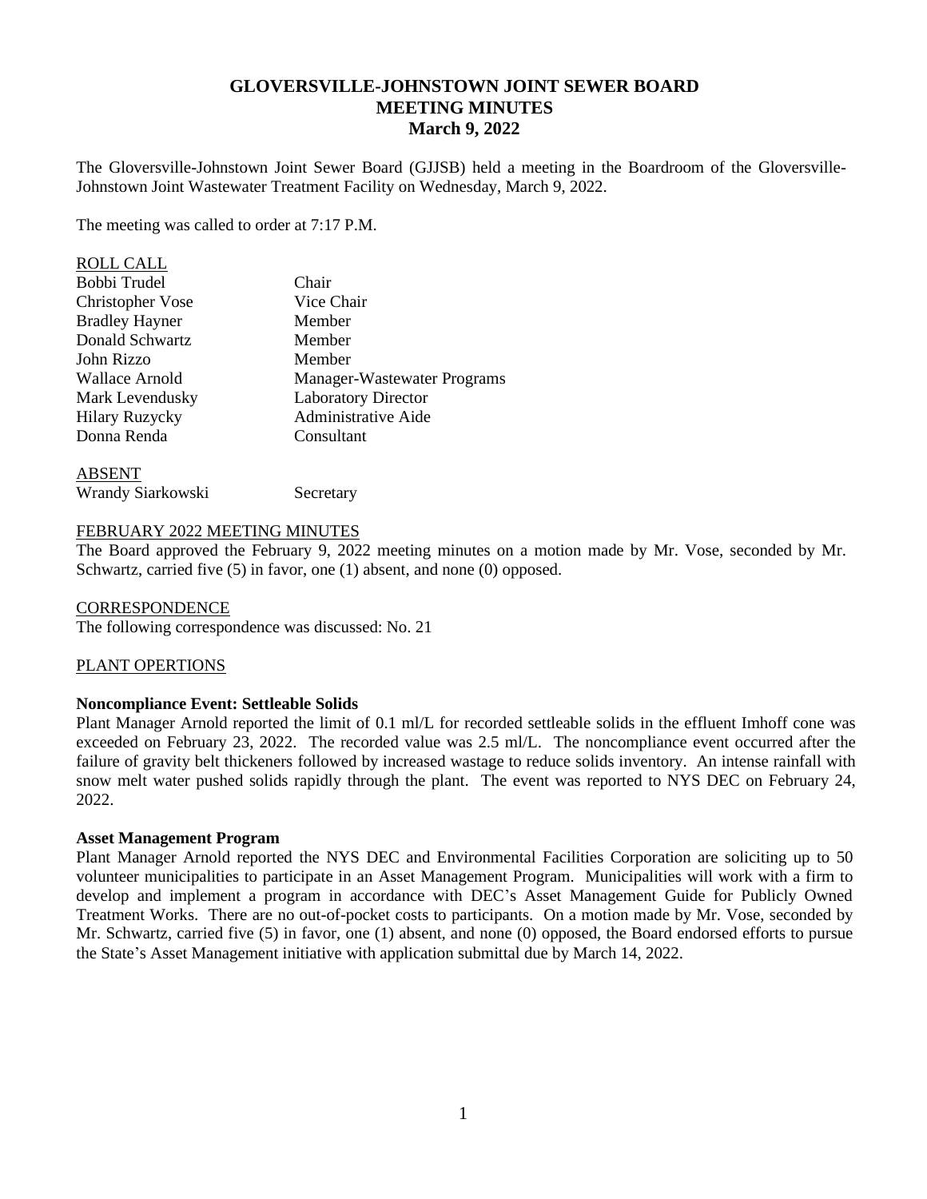# GLOVERSVILLE-JOHNSTOWN JOINT SEWER BOARD
## MEETING MINUTES
### March 9, 2022

The Gloversville-Johnstown Joint Sewer Board (GJJSB) held a meeting in the Boardroom of the Gloversville-Johnstown Joint Wastewater Treatment Facility on Wednesday, March 9, 2022.

The meeting was called to order at 7:17 P.M.

ROLL CALL

| | |
|---|---|
| Bobbi Trudel | Chair |
| Christopher Vose | Vice Chair |
| Bradley Hayner | Member |
| Donald Schwartz | Member |
| John Rizzo | Member |
| Wallace Arnold | Manager-Wastewater Programs |
| Mark Levendusky | Laboratory Director |
| Hilary Ruzycky | Administrative Aide |
| Donna Renda | Consultant |

ABSENT

| | |
|---|---|
| Wrandy Siarkowski | Secretary |

FEBRUARY 2022 MEETING MINUTES

The Board approved the February 9, 2022 meeting minutes on a motion made by Mr. Vose, seconded by Mr. Schwartz, carried five (5) in favor, one (1) absent, and none (0) opposed.

CORRESPONDENCE

The following correspondence was discussed: No. 21

PLANT OPERTIONS

**Noncompliance Event: Settleable Solids**

Plant Manager Arnold reported the limit of 0.1 ml/L for recorded settleable solids in the effluent Imhoff cone was exceeded on February 23, 2022. The recorded value was 2.5 ml/L. The noncompliance event occurred after the failure of gravity belt thickeners followed by increased wastage to reduce solids inventory. An intense rainfall with snow melt water pushed solids rapidly through the plant. The event was reported to NYS DEC on February 24, 2022.

**Asset Management Program**

Plant Manager Arnold reported the NYS DEC and Environmental Facilities Corporation are soliciting up to 50 volunteer municipalities to participate in an Asset Management Program. Municipalities will work with a firm to develop and implement a program in accordance with DEC's Asset Management Guide for Publicly Owned Treatment Works. There are no out-of-pocket costs to participants. On a motion made by Mr. Vose, seconded by Mr. Schwartz, carried five (5) in favor, one (1) absent, and none (0) opposed, the Board endorsed efforts to pursue the State's Asset Management initiative with application submittal due by March 14, 2022.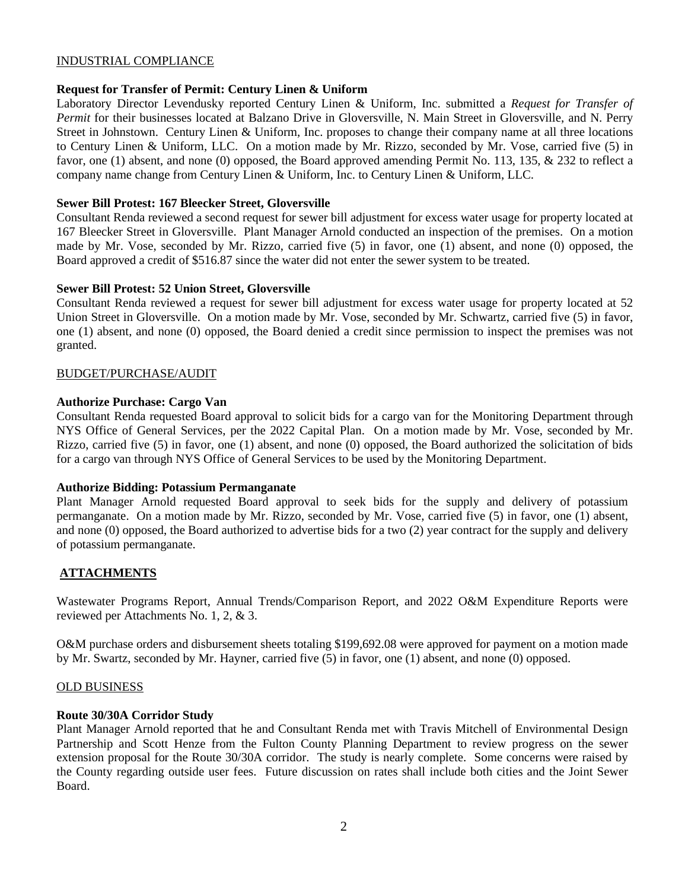INDUSTRIAL COMPLIANCE

**Request for Transfer of Permit: Century Linen & Uniform**

Laboratory Director Levendusky reported Century Linen & Uniform, Inc. submitted a *Request for Transfer of Permit* for their businesses located at Balzano Drive in Gloversville, N. Main Street in Gloversville, and N. Perry Street in Johnstown. Century Linen & Uniform, Inc. proposes to change their company name at all three locations to Century Linen & Uniform, LLC. On a motion made by Mr. Rizzo, seconded by Mr. Vose, carried five (5) in favor, one (1) absent, and none (0) opposed, the Board approved amending Permit No. 113, 135, & 232 to reflect a company name change from Century Linen & Uniform, Inc. to Century Linen & Uniform, LLC.

**Sewer Bill Protest: 167 Bleecker Street, Gloversville**

Consultant Renda reviewed a second request for sewer bill adjustment for excess water usage for property located at 167 Bleecker Street in Gloversville. Plant Manager Arnold conducted an inspection of the premises. On a motion made by Mr. Vose, seconded by Mr. Rizzo, carried five (5) in favor, one (1) absent, and none (0) opposed, the Board approved a credit of $516.87 since the water did not enter the sewer system to be treated.

**Sewer Bill Protest: 52 Union Street, Gloversville**

Consultant Renda reviewed a request for sewer bill adjustment for excess water usage for property located at 52 Union Street in Gloversville. On a motion made by Mr. Vose, seconded by Mr. Schwartz, carried five (5) in favor, one (1) absent, and none (0) opposed, the Board denied a credit since permission to inspect the premises was not granted.

BUDGET/PURCHASE/AUDIT

**Authorize Purchase: Cargo Van**

Consultant Renda requested Board approval to solicit bids for a cargo van for the Monitoring Department through NYS Office of General Services, per the 2022 Capital Plan. On a motion made by Mr. Vose, seconded by Mr. Rizzo, carried five (5) in favor, one (1) absent, and none (0) opposed, the Board authorized the solicitation of bids for a cargo van through NYS Office of General Services to be used by the Monitoring Department.

**Authorize Bidding: Potassium Permanganate**

Plant Manager Arnold requested Board approval to seek bids for the supply and delivery of potassium permanganate. On a motion made by Mr. Rizzo, seconded by Mr. Vose, carried five (5) in favor, one (1) absent, and none (0) opposed, the Board authorized to advertise bids for a two (2) year contract for the supply and delivery of potassium permanganate.

**ATTACHMENTS**

Wastewater Programs Report, Annual Trends/Comparison Report, and 2022 O&M Expenditure Reports were reviewed per Attachments No. 1, 2, & 3.

O&M purchase orders and disbursement sheets totaling $199,692.08 were approved for payment on a motion made by Mr. Swartz, seconded by Mr. Hayner, carried five (5) in favor, one (1) absent, and none (0) opposed.

OLD BUSINESS

**Route 30/30A Corridor Study**

Plant Manager Arnold reported that he and Consultant Renda met with Travis Mitchell of Environmental Design Partnership and Scott Henze from the Fulton County Planning Department to review progress on the sewer extension proposal for the Route 30/30A corridor. The study is nearly complete. Some concerns were raised by the County regarding outside user fees. Future discussion on rates shall include both cities and the Joint Sewer Board.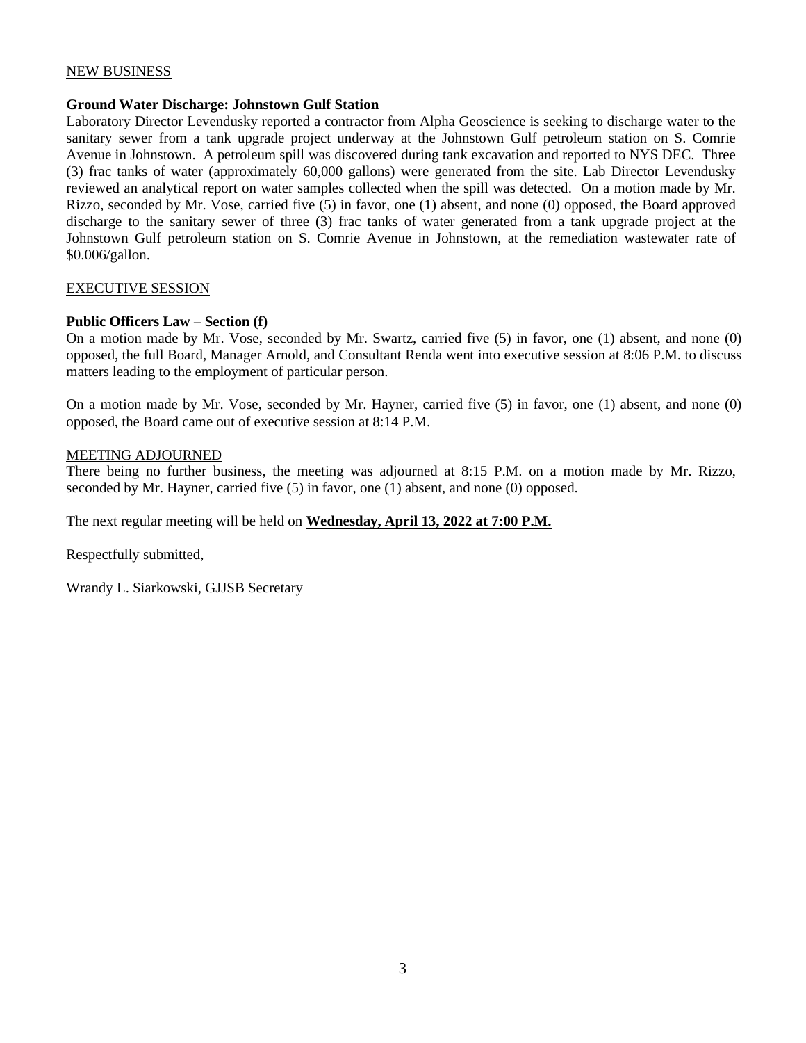NEW BUSINESS

**Ground Water Discharge: Johnstown Gulf Station**

Laboratory Director Levendusky reported a contractor from Alpha Geoscience is seeking to discharge water to the sanitary sewer from a tank upgrade project underway at the Johnstown Gulf petroleum station on S. Comrie Avenue in Johnstown. A petroleum spill was discovered during tank excavation and reported to NYS DEC. Three (3) frac tanks of water (approximately 60,000 gallons) were generated from the site. Lab Director Levendusky reviewed an analytical report on water samples collected when the spill was detected. On a motion made by Mr. Rizzo, seconded by Mr. Vose, carried five (5) in favor, one (1) absent, and none (0) opposed, the Board approved discharge to the sanitary sewer of three (3) frac tanks of water generated from a tank upgrade project at the Johnstown Gulf petroleum station on S. Comrie Avenue in Johnstown, at the remediation wastewater rate of $0.006/gallon.

EXECUTIVE SESSION

**Public Officers Law – Section (f)**

On a motion made by Mr. Vose, seconded by Mr. Swartz, carried five (5) in favor, one (1) absent, and none (0) opposed, the full Board, Manager Arnold, and Consultant Renda went into executive session at 8:06 P.M. to discuss matters leading to the employment of particular person.

On a motion made by Mr. Vose, seconded by Mr. Hayner, carried five (5) in favor, one (1) absent, and none (0) opposed, the Board came out of executive session at 8:14 P.M.

MEETING ADJOURNED

There being no further business, the meeting was adjourned at 8:15 P.M. on a motion made by Mr. Rizzo, seconded by Mr. Hayner, carried five (5) in favor, one (1) absent, and none (0) opposed.

The next regular meeting will be held on **Wednesday, April 13, 2022 at 7:00 P.M.**

Respectfully submitted,

Wrandy L. Siarkowski, GJJSB Secretary